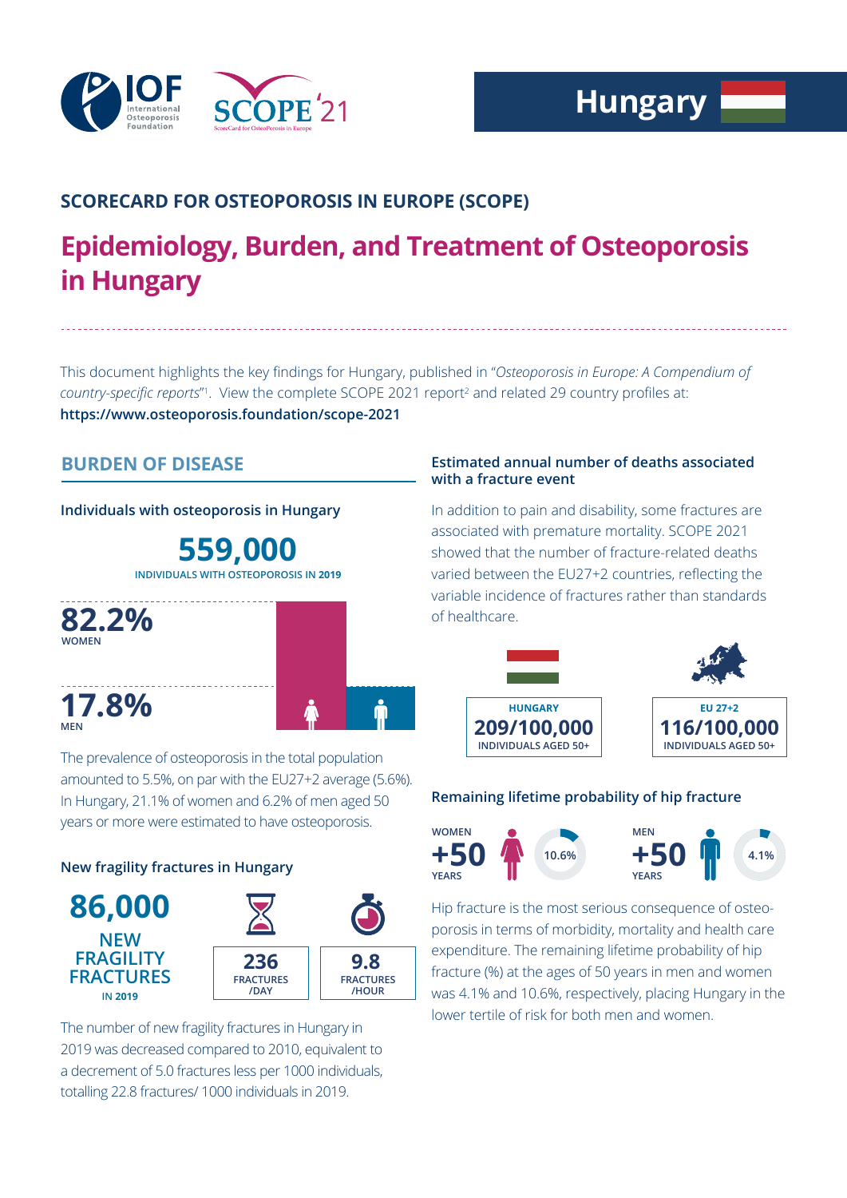IOF International Osteoporosis Foundation

SCOPE '21 ScoreCard for OsteoPorosis in Europe

# Hungary

## SCORECARD FOR OSTEOPOROSIS IN EUROPE (SCOPE)

# Epidemiology, Burden, and Treatment of Osteoporosis in Hungary

This document highlights the key findings for Hungary, published in "*Osteoporosis in Europe: A Compendium of country-specific reports*"[1]. View the complete SCOPE 2021 report[2] and related 29 country profiles at: **https://www.osteoporosis.foundation/scope-2021**

## BURDEN OF DISEASE

### Individuals with osteoporosis in Hungary

**559,000**
INDIVIDUALS WITH OSTEOPOROSIS IN 2019

**82.2%** WOMEN

**17.8%** MEN

The prevalence of osteoporosis in the total population amounted to 5.5%, on par with the EU27+2 average (5.6%). In Hungary, 21.1% of women and 6.2% of men aged 50 years or more were estimated to have osteoporosis.

### New fragility fractures in Hungary

**86,000**
NEW FRAGILITY FRACTURES IN 2019

**236** FRACTURES /DAY

**9.8** FRACTURES /HOUR

The number of new fragility fractures in Hungary in 2019 was decreased compared to 2010, equivalent to a decrement of 5.0 fractures less per 1000 individuals, totalling 22.8 fractures/ 1000 individuals in 2019.

### Estimated annual number of deaths associated with a fracture event

In addition to pain and disability, some fractures are associated with premature mortality. SCOPE 2021 showed that the number of fracture-related deaths varied between the EU27+2 countries, reflecting the variable incidence of fractures rather than standards of healthcare.

| HUNGARY | EU 27+2 |
| --- | --- |
| **209/100,000** INDIVIDUALS AGED 50+ | **116/100,000** INDIVIDUALS AGED 50+ |

### Remaining lifetime probability of hip fracture

| WOMEN +50 YEARS | MEN +50 YEARS |
| --- | --- |
| 10.6% | 4.1% |

Hip fracture is the most serious consequence of osteoporosis in terms of morbidity, mortality and health care expenditure. The remaining lifetime probability of hip fracture (%) at the ages of 50 years in men and women was 4.1% and 10.6%, respectively, placing Hungary in the lower tertile of risk for both men and women.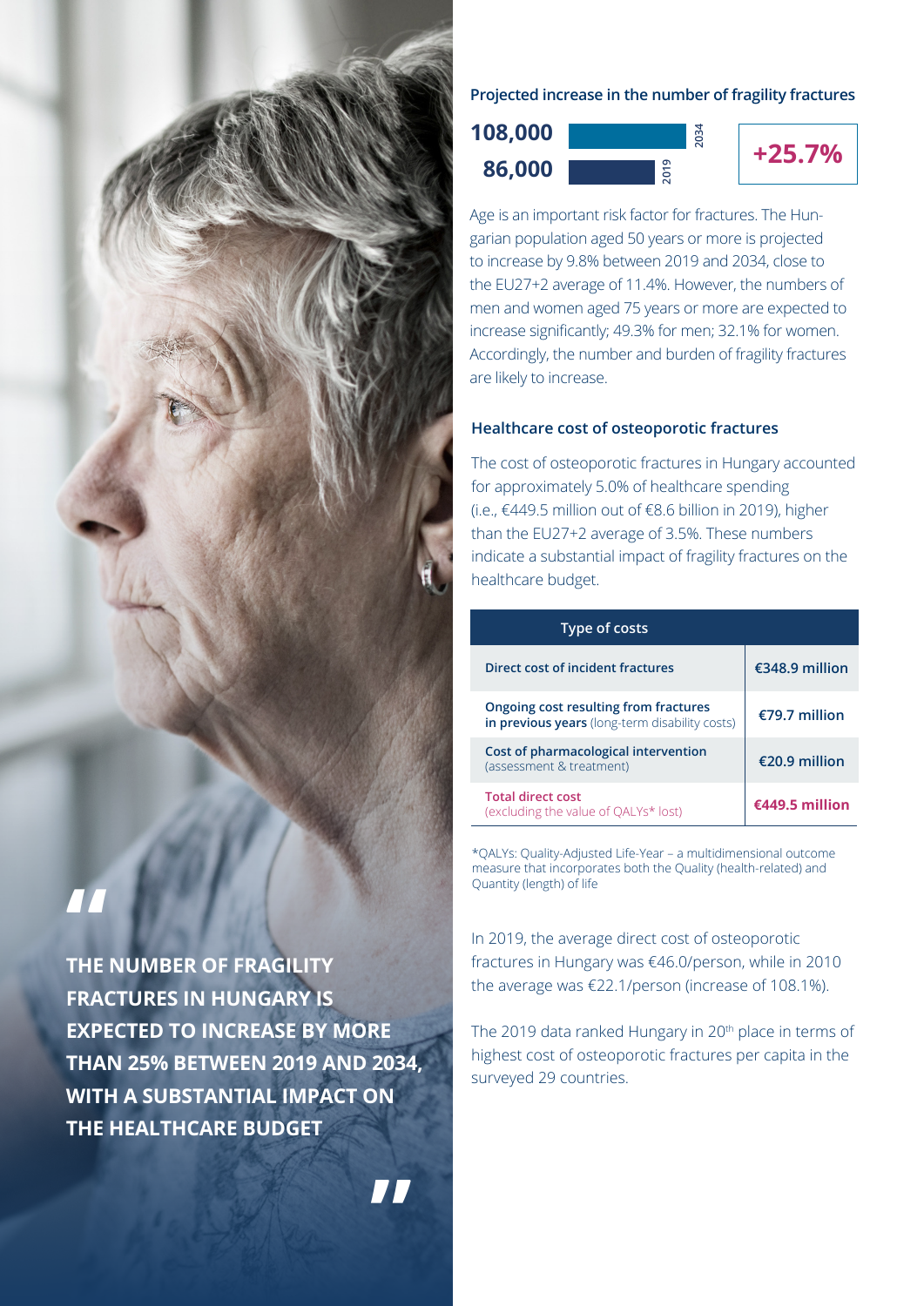> THE NUMBER OF FRAGILITY FRACTURES IN HUNGARY IS EXPECTED TO INCREASE BY MORE THAN 25% BETWEEN 2019 AND 2034, WITH A SUBSTANTIAL IMPACT ON THE HEALTHCARE BUDGET

### Projected increase in the number of fragility fractures

| Year | Number of fragility fractures |
|---|---|
| 2034 | 108,000 |
| 2019 | 86,000 |

**+25.7%**

Age is an important risk factor for fractures. The Hungarian population aged 50 years or more is projected to increase by 9.8% between 2019 and 2034, close to the EU27+2 average of 11.4%. However, the numbers of men and women aged 75 years or more are expected to increase significantly; 49.3% for men; 32.1% for women. Accordingly, the number and burden of fragility fractures are likely to increase.

### Healthcare cost of osteoporotic fractures

The cost of osteoporotic fractures in Hungary accounted for approximately 5.0% of healthcare spending (i.e., €449.5 million out of €8.6 billion in 2019), higher than the EU27+2 average of 3.5%. These numbers indicate a substantial impact of fragility fractures on the healthcare budget.

| Type of costs | |
|---|---|
| **Direct cost of incident fractures** | €348.9 million |
| **Ongoing cost resulting from fractures in previous years** (long-term disability costs) | €79.7 million |
| **Cost of pharmacological intervention** (assessment & treatment) | €20.9 million |
| **Total direct cost** (excluding the value of QALYs* lost) | **€449.5 million** |

*QALYs: Quality-Adjusted Life-Year – a multidimensional outcome measure that incorporates both the Quality (health-related) and Quantity (length) of life

In 2019, the average direct cost of osteoporotic fractures in Hungary was €46.0/person, while in 2010 the average was €22.1/person (increase of 108.1%).

The 2019 data ranked Hungary in 20th place in terms of highest cost of osteoporotic fractures per capita in the surveyed 29 countries.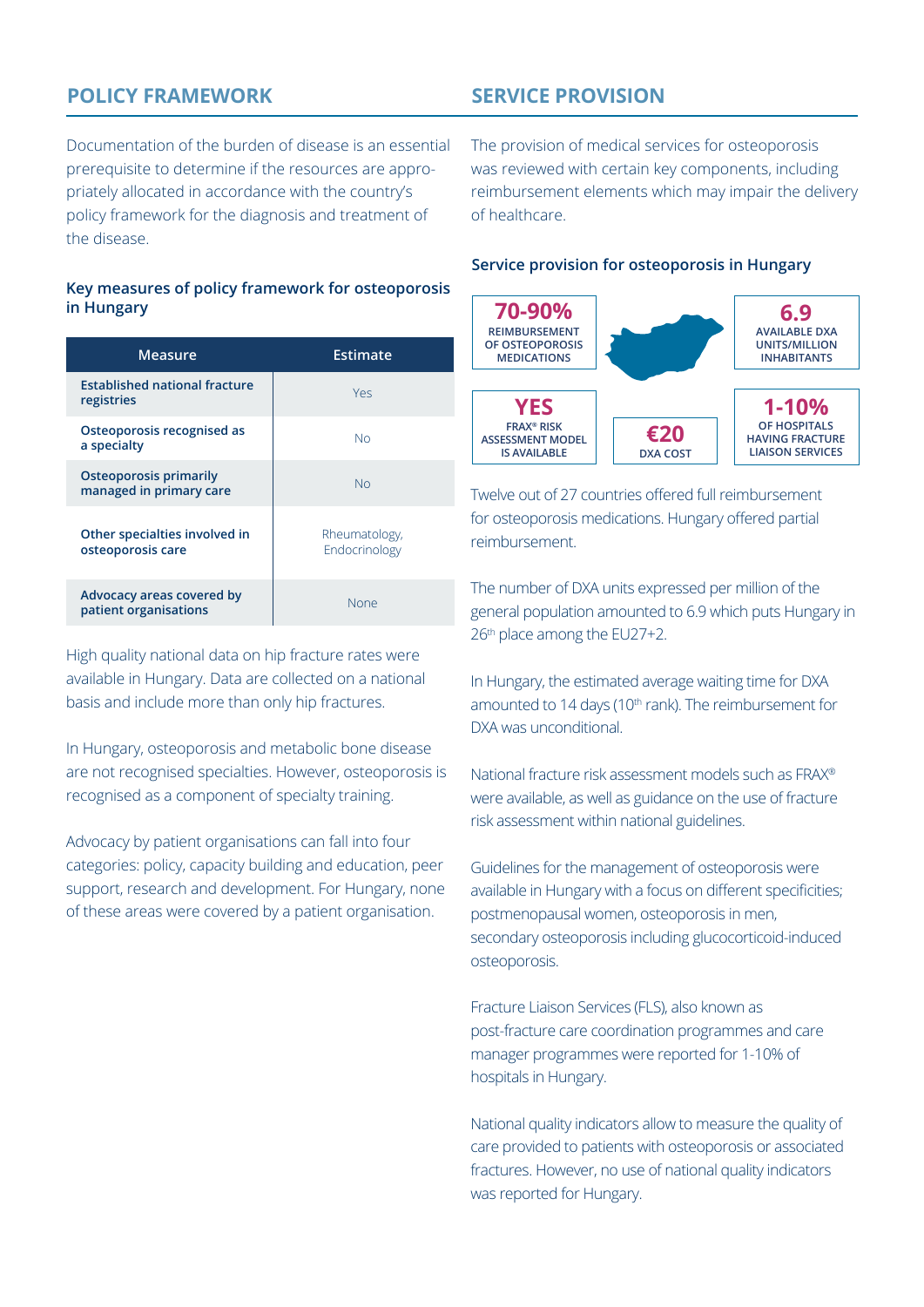## POLICY FRAMEWORK

Documentation of the burden of disease is an essential prerequisite to determine if the resources are appropriately allocated in accordance with the country's policy framework for the diagnosis and treatment of the disease.

### Key measures of policy framework for osteoporosis in Hungary

| Measure | Estimate |
|---|---|
| Established national fracture registries | Yes |
| Osteoporosis recognised as a specialty | No |
| Osteoporosis primarily managed in primary care | No |
| Other specialties involved in osteoporosis care | Rheumatology, Endocrinology |
| Advocacy areas covered by patient organisations | None |

High quality national data on hip fracture rates were available in Hungary. Data are collected on a national basis and include more than only hip fractures.

In Hungary, osteoporosis and metabolic bone disease are not recognised specialties. However, osteoporosis is recognised as a component of specialty training.

Advocacy by patient organisations can fall into four categories: policy, capacity building and education, peer support, research and development. For Hungary, none of these areas were covered by a patient organisation.

## SERVICE PROVISION

The provision of medical services for osteoporosis was reviewed with certain key components, including reimbursement elements which may impair the delivery of healthcare.

### Service provision for osteoporosis in Hungary

- **70-90%** REIMBURSEMENT OF OSTEOPOROSIS MEDICATIONS
- **6.9** AVAILABLE DXA UNITS/MILLION INHABITANTS
- **YES** FRAX® RISK ASSESSMENT MODEL IS AVAILABLE
- **€20** DXA COST
- **1-10%** OF HOSPITALS HAVING FRACTURE LIAISON SERVICES

Twelve out of 27 countries offered full reimbursement for osteoporosis medications. Hungary offered partial reimbursement.

The number of DXA units expressed per million of the general population amounted to 6.9 which puts Hungary in 26th place among the EU27+2.

In Hungary, the estimated average waiting time for DXA amounted to 14 days (10th rank). The reimbursement for DXA was unconditional.

National fracture risk assessment models such as FRAX® were available, as well as guidance on the use of fracture risk assessment within national guidelines.

Guidelines for the management of osteoporosis were available in Hungary with a focus on different specificities; postmenopausal women, osteoporosis in men, secondary osteoporosis including glucocorticoid-induced osteoporosis.

Fracture Liaison Services (FLS), also known as post-fracture care coordination programmes and care manager programmes were reported for 1-10% of hospitals in Hungary.

National quality indicators allow to measure the quality of care provided to patients with osteoporosis or associated fractures. However, no use of national quality indicators was reported for Hungary.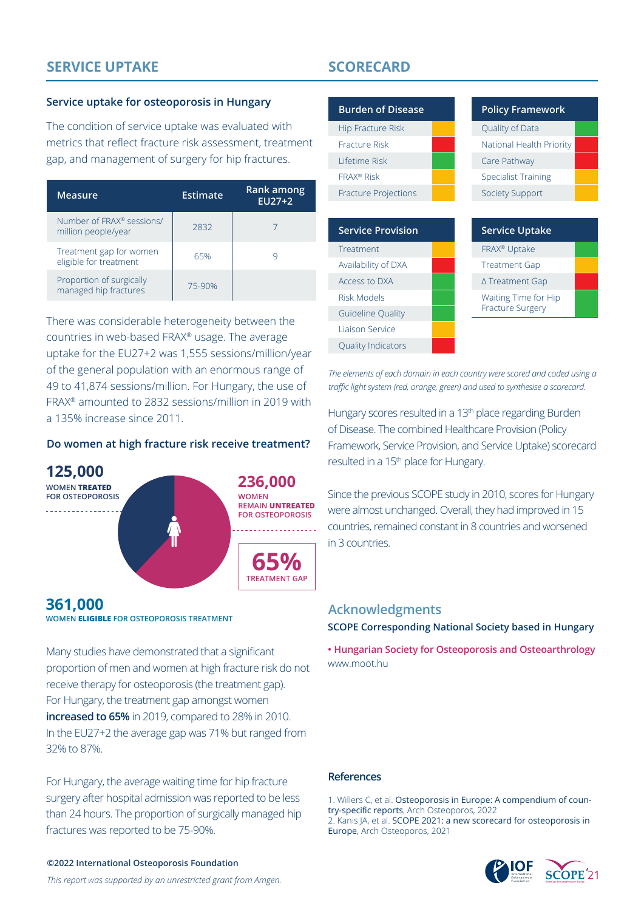## SERVICE UPTAKE

### Service uptake for osteoporosis in Hungary

The condition of service uptake was evaluated with metrics that reflect fracture risk assessment, treatment gap, and management of surgery for hip fractures.

| Measure | Estimate | Rank among EU27+2 |
|---|---|---|
| Number of FRAX® sessions/ million people/year | 2832 | 7 |
| Treatment gap for women eligible for treatment | 65% | 9 |
| Proportion of surgically managed hip fractures | 75-90% | |

There was considerable heterogeneity between the countries in web-based FRAX® usage. The average uptake for the EU27+2 was 1,555 sessions/million/year of the general population with an enormous range of 49 to 41,874 sessions/million. For Hungary, the use of FRAX® amounted to 2832 sessions/million in 2019 with a 135% increase since 2011.

### Do women at high fracture risk receive treatment?

**125,000**
WOMEN **TREATED** FOR OSTEOPOROSIS

**236,000**
WOMEN REMAIN **UNTREATED** FOR OSTEOPOROSIS

**65%**
TREATMENT GAP

**361,000**
WOMEN **ELIGIBLE** FOR OSTEOPOROSIS TREATMENT

Many studies have demonstrated that a significant proportion of men and women at high fracture risk do not receive therapy for osteoporosis (the treatment gap). For Hungary, the treatment gap amongst women **increased to 65%** in 2019, compared to 28% in 2010. In the EU27+2 the average gap was 71% but ranged from 32% to 87%.

For Hungary, the average waiting time for hip fracture surgery after hospital admission was reported to be less than 24 hours. The proportion of surgically managed hip fractures was reported to be 75-90%.

## SCORECARD

**Burden of Disease**
- Hip Fracture Risk
- Fracture Risk
- Lifetime Risk
- FRAX® Risk
- Fracture Projections

**Policy Framework**
- Quality of Data
- National Health Priority
- Care Pathway
- Specialist Training
- Society Support

**Service Provision**
- Treatment
- Availability of DXA
- Access to DXA
- Risk Models
- Guideline Quality
- Liaison Service
- Quality Indicators

**Service Uptake**
- FRAX® Uptake
- Treatment Gap
- Δ Treatment Gap
- Waiting Time for Hip Fracture Surgery

*The elements of each domain in each country were scored and coded using a traffic light system (red, orange, green) and used to synthesise a scorecard.*

Hungary scores resulted in a 13th place regarding Burden of Disease. The combined Healthcare Provision (Policy Framework, Service Provision, and Service Uptake) scorecard resulted in a 15th place for Hungary.

Since the previous SCOPE study in 2010, scores for Hungary were almost unchanged. Overall, they had improved in 15 countries, remained constant in 8 countries and worsened in 3 countries.

## Acknowledgments

**SCOPE Corresponding National Society based in Hungary**

- **Hungarian Society for Osteoporosis and Osteoarthrology**
  www.moot.hu

### References

1. Willers C, et al. Osteoporosis in Europe: A compendium of country-specific reports, Arch Osteoporos, 2022
2. Kanis JA, et al. SCOPE 2021: a new scorecard for osteoporosis in Europe, Arch Osteoporos, 2021

**©2022 International Osteoporosis Foundation**

*This report was supported by an unrestricted grant from Amgen.*